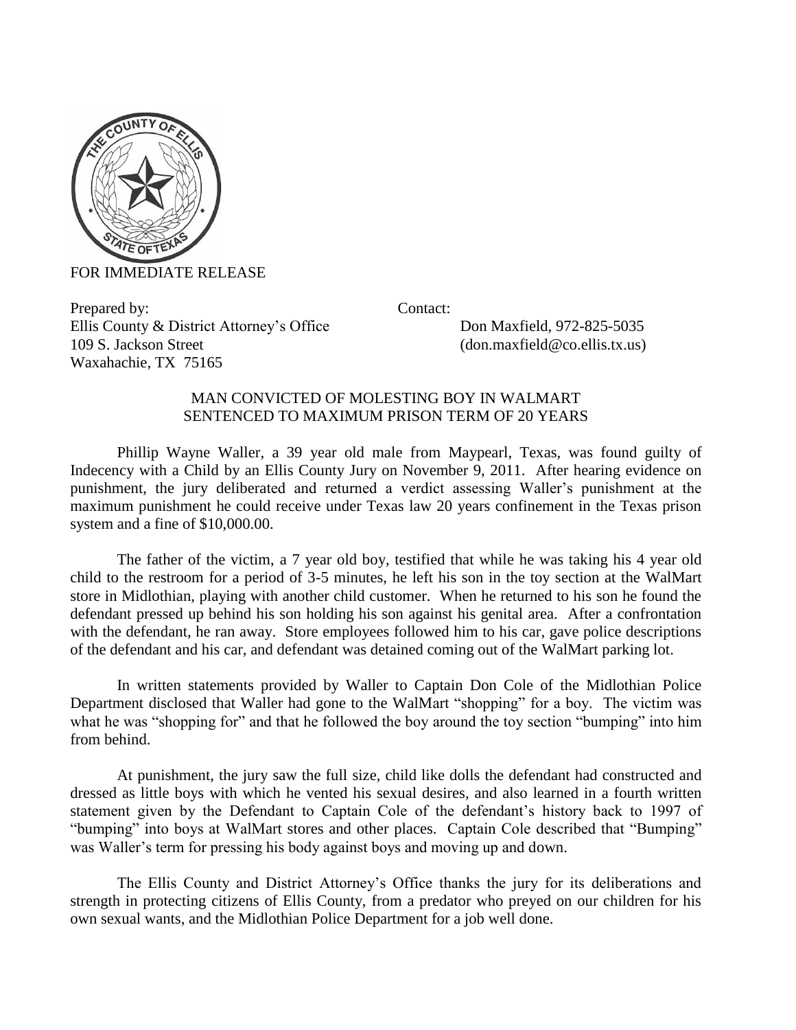FOR IMMEDIATE RELEASE

Prepared by:
Ellis County & District Attorney's Office
109 S. Jackson Street
Waxahachie, TX 75165

Contact:
Don Maxfield, 972-825-5035
(don.maxfield@co.ellis.tx.us)

## MAN CONVICTED OF MOLESTING BOY IN WALMART SENTENCED TO MAXIMUM PRISON TERM OF 20 YEARS

Phillip Wayne Waller, a 39 year old male from Maypearl, Texas, was found guilty of Indecency with a Child by an Ellis County Jury on November 9, 2011. After hearing evidence on punishment, the jury deliberated and returned a verdict assessing Waller's punishment at the maximum punishment he could receive under Texas law 20 years confinement in the Texas prison system and a fine of $10,000.00.

The father of the victim, a 7 year old boy, testified that while he was taking his 4 year old child to the restroom for a period of 3-5 minutes, he left his son in the toy section at the WalMart store in Midlothian, playing with another child customer. When he returned to his son he found the defendant pressed up behind his son holding his son against his genital area. After a confrontation with the defendant, he ran away. Store employees followed him to his car, gave police descriptions of the defendant and his car, and defendant was detained coming out of the WalMart parking lot.

In written statements provided by Waller to Captain Don Cole of the Midlothian Police Department disclosed that Waller had gone to the WalMart "shopping" for a boy. The victim was what he was "shopping for" and that he followed the boy around the toy section "bumping" into him from behind.

At punishment, the jury saw the full size, child like dolls the defendant had constructed and dressed as little boys with which he vented his sexual desires, and also learned in a fourth written statement given by the Defendant to Captain Cole of the defendant's history back to 1997 of "bumping" into boys at WalMart stores and other places. Captain Cole described that "Bumping" was Waller's term for pressing his body against boys and moving up and down.

The Ellis County and District Attorney's Office thanks the jury for its deliberations and strength in protecting citizens of Ellis County, from a predator who preyed on our children for his own sexual wants, and the Midlothian Police Department for a job well done.